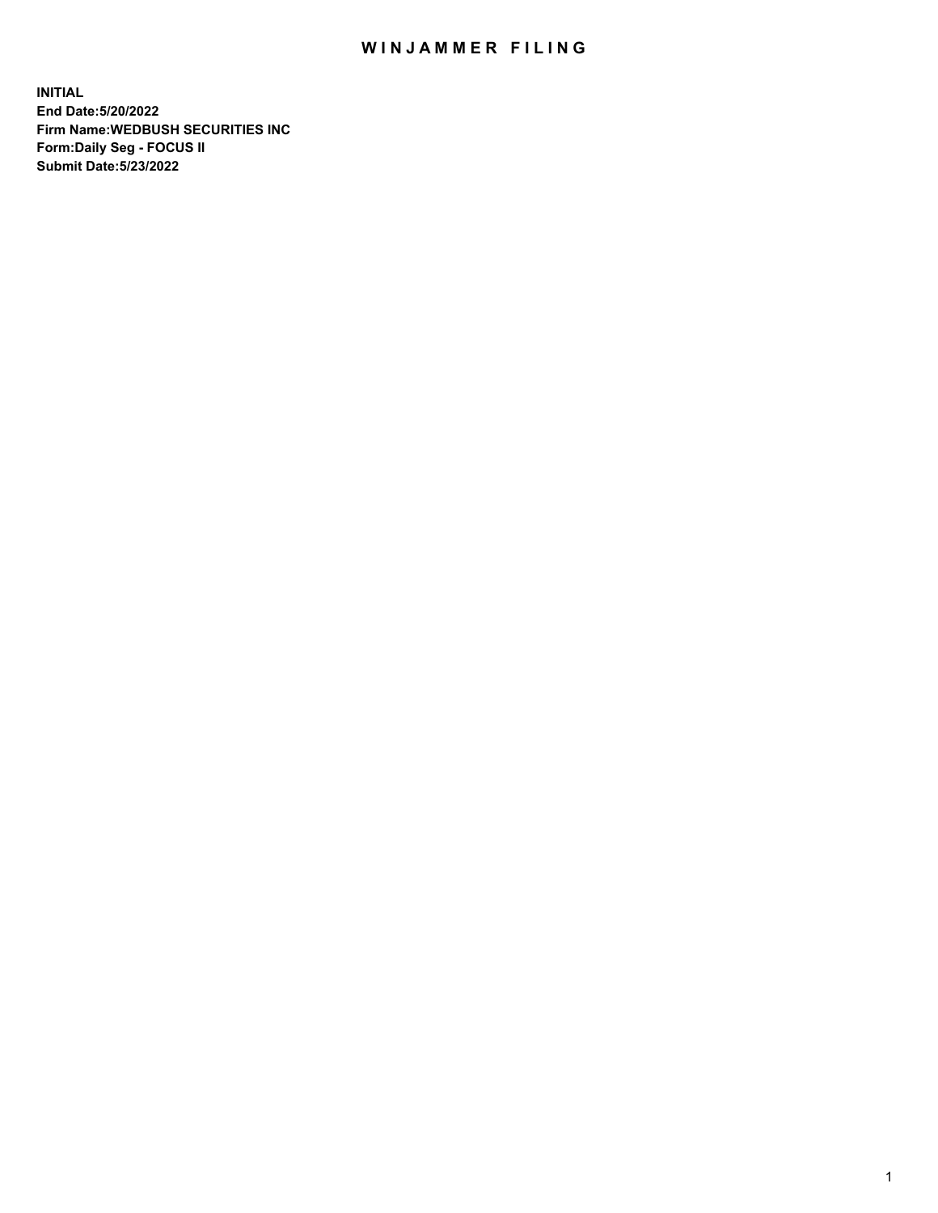# WINJAMMER FILING

**INITIAL**
**End Date:5/20/2022**
**Firm Name:WEDBUSH SECURITIES INC**
**Form:Daily Seg - FOCUS II**
**Submit Date:5/23/2022**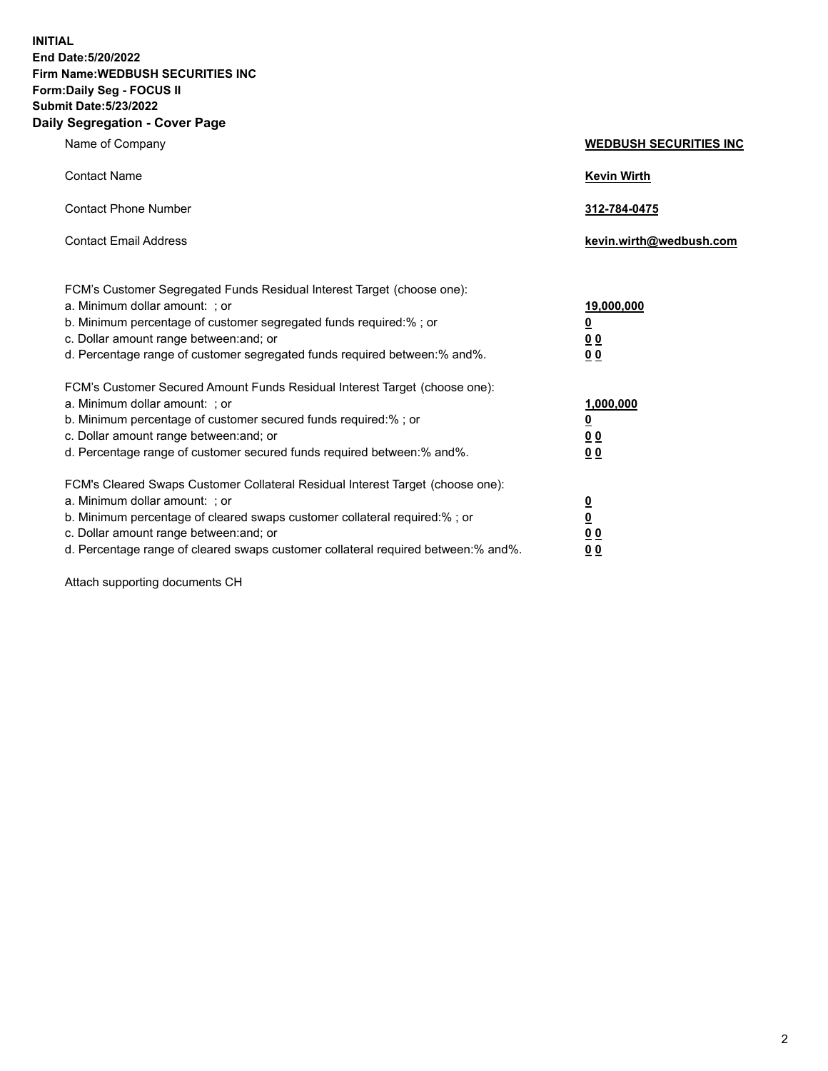**INITIAL**
**End Date:5/20/2022**
**Firm Name:WEDBUSH SECURITIES INC**
**Form:Daily Seg - FOCUS II**
**Submit Date:5/23/2022**

## Daily Segregation - Cover Page

| | |
|---|---|
| Name of Company | **WEDBUSH SECURITIES INC** |
| Contact Name | **Kevin Wirth** |
| Contact Phone Number | **312-784-0475** |
| Contact Email Address | **kevin.wirth@wedbush.com** |

| | |
|---|---|
| FCM's Customer Segregated Funds Residual Interest Target (choose one): | |
| a. Minimum dollar amount: ; or | **19,000,000** |
| b. Minimum percentage of customer segregated funds required:% ; or | **0** |
| c. Dollar amount range between:and; or | **0 0** |
| d. Percentage range of customer segregated funds required between:% and%. | **0 0** |
| FCM's Customer Secured Amount Funds Residual Interest Target (choose one): | |
| a. Minimum dollar amount: ; or | **1,000,000** |
| b. Minimum percentage of customer secured funds required:% ; or | **0** |
| c. Dollar amount range between:and; or | **0 0** |
| d. Percentage range of customer secured funds required between:% and%. | **0 0** |
| FCM's Cleared Swaps Customer Collateral Residual Interest Target (choose one): | |
| a. Minimum dollar amount: ; or | **0** |
| b. Minimum percentage of cleared swaps customer collateral required:% ; or | **0** |
| c. Dollar amount range between:and; or | **0 0** |
| d. Percentage range of cleared swaps customer collateral required between:% and%. | **0 0** |

Attach supporting documents CH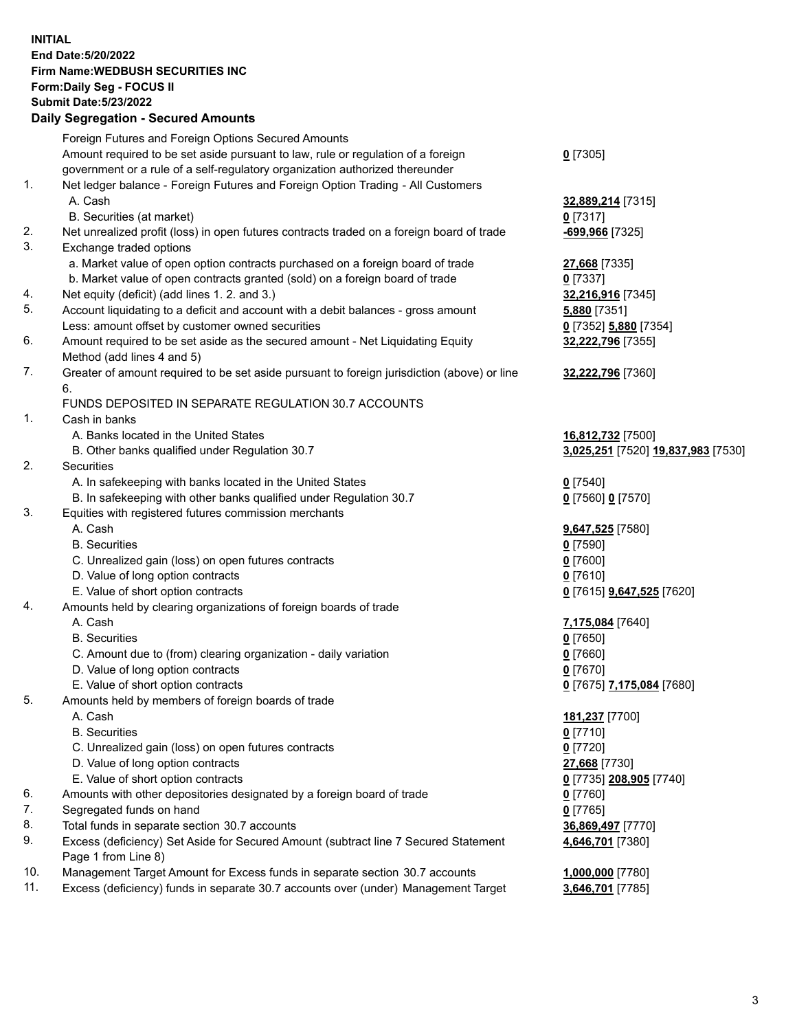**INITIAL**
**End Date:5/20/2022**
**Firm Name:WEDBUSH SECURITIES INC**
**Form:Daily Seg - FOCUS II**
**Submit Date:5/23/2022**

## Daily Segregation - Secured Amounts

| | | |
|---|---|---|
| | Foreign Futures and Foreign Options Secured Amounts | |
| | Amount required to be set aside pursuant to law, rule or regulation of a foreign government or a rule of a self-regulatory organization authorized thereunder | **0** [7305] |
| 1. | Net ledger balance - Foreign Futures and Foreign Option Trading - All Customers | |
| | A. Cash | **32,889,214** [7315] |
| | B. Securities (at market) | **0** [7317] |
| 2. | Net unrealized profit (loss) in open futures contracts traded on a foreign board of trade | **-699,966** [7325] |
| 3. | Exchange traded options | |
| | a. Market value of open option contracts purchased on a foreign board of trade | **27,668** [7335] |
| | b. Market value of open contracts granted (sold) on a foreign board of trade | **0** [7337] |
| 4. | Net equity (deficit) (add lines 1. 2. and 3.) | **32,216,916** [7345] |
| 5. | Account liquidating to a deficit and account with a debit balances - gross amount | **5,880** [7351] |
| | Less: amount offset by customer owned securities | **0** [7352] **5,880** [7354] |
| 6. | Amount required to be set aside as the secured amount - Net Liquidating Equity Method (add lines 4 and 5) | **32,222,796** [7355] |
| 7. | Greater of amount required to be set aside pursuant to foreign jurisdiction (above) or line 6. | **32,222,796** [7360] |
| | FUNDS DEPOSITED IN SEPARATE REGULATION 30.7 ACCOUNTS | |
| 1. | Cash in banks | |
| | A. Banks located in the United States | **16,812,732** [7500] |
| | B. Other banks qualified under Regulation 30.7 | **3,025,251** [7520] **19,837,983** [7530] |
| 2. | Securities | |
| | A. In safekeeping with banks located in the United States | **0** [7540] |
| | B. In safekeeping with other banks qualified under Regulation 30.7 | **0** [7560] **0** [7570] |
| 3. | Equities with registered futures commission merchants | |
| | A. Cash | **9,647,525** [7580] |
| | B. Securities | **0** [7590] |
| | C. Unrealized gain (loss) on open futures contracts | **0** [7600] |
| | D. Value of long option contracts | **0** [7610] |
| | E. Value of short option contracts | **0** [7615] **9,647,525** [7620] |
| 4. | Amounts held by clearing organizations of foreign boards of trade | |
| | A. Cash | **7,175,084** [7640] |
| | B. Securities | **0** [7650] |
| | C. Amount due to (from) clearing organization - daily variation | **0** [7660] |
| | D. Value of long option contracts | **0** [7670] |
| | E. Value of short option contracts | **0** [7675] **7,175,084** [7680] |
| 5. | Amounts held by members of foreign boards of trade | |
| | A. Cash | **181,237** [7700] |
| | B. Securities | **0** [7710] |
| | C. Unrealized gain (loss) on open futures contracts | **0** [7720] |
| | D. Value of long option contracts | **27,668** [7730] |
| | E. Value of short option contracts | **0** [7735] **208,905** [7740] |
| 6. | Amounts with other depositories designated by a foreign board of trade | **0** [7760] |
| 7. | Segregated funds on hand | **0** [7765] |
| 8. | Total funds in separate section 30.7 accounts | **36,869,497** [7770] |
| 9. | Excess (deficiency) Set Aside for Secured Amount (subtract line 7 Secured Statement Page 1 from Line 8) | **4,646,701** [7380] |
| 10. | Management Target Amount for Excess funds in separate section 30.7 accounts | **1,000,000** [7780] |
| 11. | Excess (deficiency) funds in separate 30.7 accounts over (under) Management Target | **3,646,701** [7785] |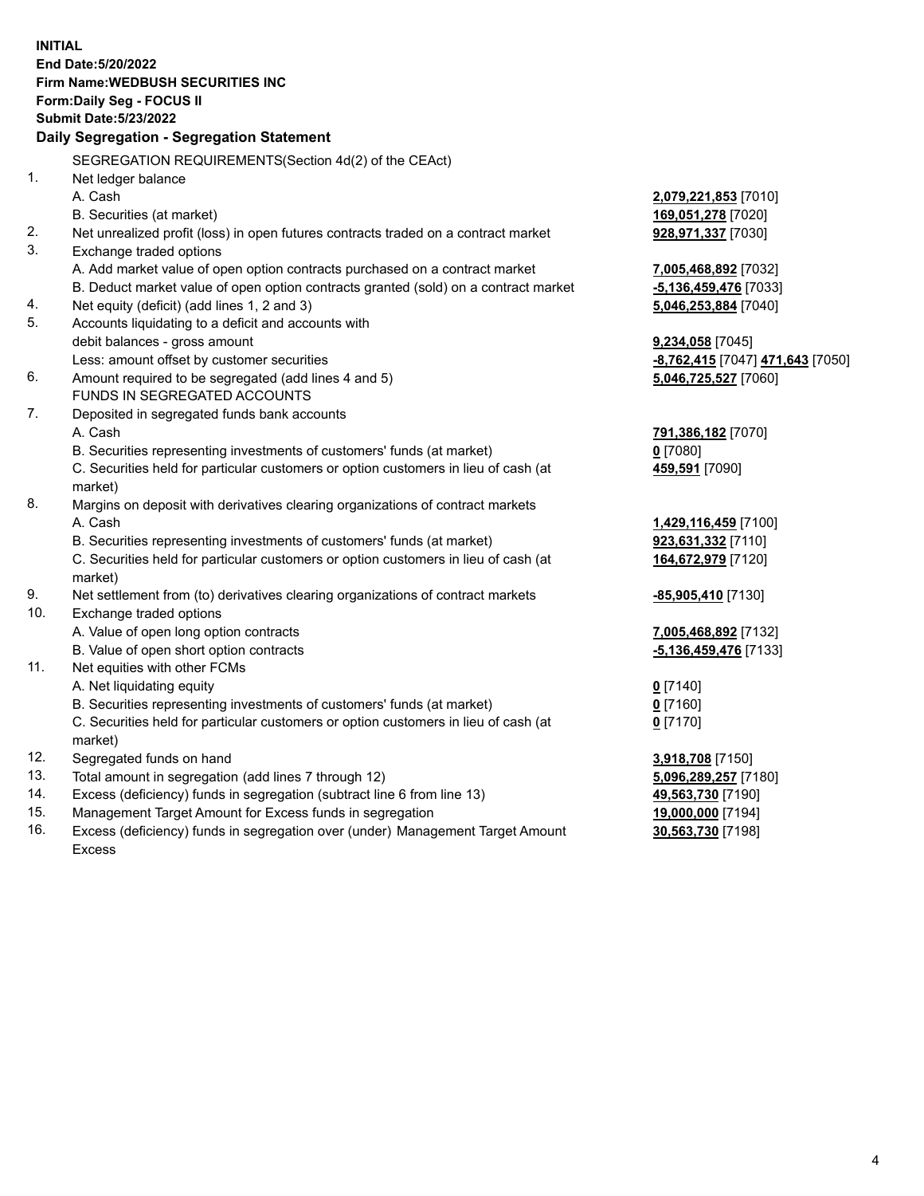**INITIAL**
**End Date:5/20/2022**
**Firm Name:WEDBUSH SECURITIES INC**
**Form:Daily Seg - FOCUS II**
**Submit Date:5/23/2022**

**Daily Segregation - Segregation Statement**

SEGREGATION REQUIREMENTS(Section 4d(2) of the CEAct)

| | | |
|---|---|---|
| 1. | Net ledger balance | |
| | A. Cash | 2,079,221,853 [7010] |
| | B. Securities (at market) | 169,051,278 [7020] |
| 2. | Net unrealized profit (loss) in open futures contracts traded on a contract market | 928,971,337 [7030] |
| 3. | Exchange traded options | |
| | A. Add market value of open option contracts purchased on a contract market | 7,005,468,892 [7032] |
| | B. Deduct market value of open option contracts granted (sold) on a contract market | -5,136,459,476 [7033] |
| 4. | Net equity (deficit) (add lines 1, 2 and 3) | 5,046,253,884 [7040] |
| 5. | Accounts liquidating to a deficit and accounts with debit balances - gross amount | 9,234,058 [7045] |
| | Less: amount offset by customer securities | -8,762,415 [7047] 471,643 [7050] |
| 6. | Amount required to be segregated (add lines 4 and 5) | 5,046,725,527 [7060] |
| | FUNDS IN SEGREGATED ACCOUNTS | |
| 7. | Deposited in segregated funds bank accounts | |
| | A. Cash | 791,386,182 [7070] |
| | B. Securities representing investments of customers' funds (at market) | 0 [7080] |
| | C. Securities held for particular customers or option customers in lieu of cash (at market) | 459,591 [7090] |
| 8. | Margins on deposit with derivatives clearing organizations of contract markets | |
| | A. Cash | 1,429,116,459 [7100] |
| | B. Securities representing investments of customers' funds (at market) | 923,631,332 [7110] |
| | C. Securities held for particular customers or option customers in lieu of cash (at market) | 164,672,979 [7120] |
| 9. | Net settlement from (to) derivatives clearing organizations of contract markets | -85,905,410 [7130] |
| 10. | Exchange traded options | |
| | A. Value of open long option contracts | 7,005,468,892 [7132] |
| | B. Value of open short option contracts | -5,136,459,476 [7133] |
| 11. | Net equities with other FCMs | |
| | A. Net liquidating equity | 0 [7140] |
| | B. Securities representing investments of customers' funds (at market) | 0 [7160] |
| | C. Securities held for particular customers or option customers in lieu of cash (at market) | 0 [7170] |
| 12. | Segregated funds on hand | 3,918,708 [7150] |
| 13. | Total amount in segregation (add lines 7 through 12) | 5,096,289,257 [7180] |
| 14. | Excess (deficiency) funds in segregation (subtract line 6 from line 13) | 49,563,730 [7190] |
| 15. | Management Target Amount for Excess funds in segregation | 19,000,000 [7194] |
| 16. | Excess (deficiency) funds in segregation over (under) Management Target Amount Excess | 30,563,730 [7198] |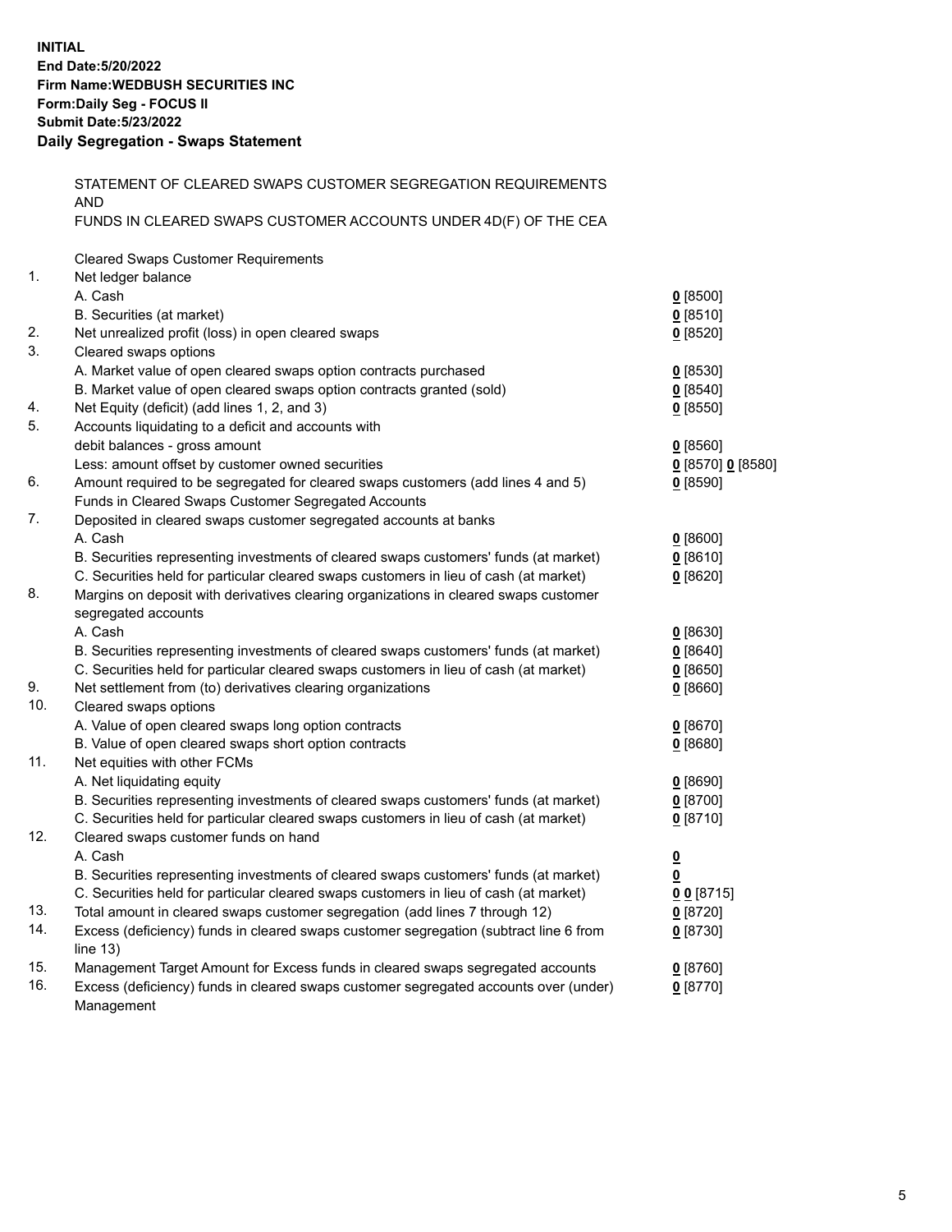**INITIAL**
**End Date:5/20/2022**
**Firm Name:WEDBUSH SECURITIES INC**
**Form:Daily Seg - FOCUS II**
**Submit Date:5/23/2022**
**Daily Segregation - Swaps Statement**

STATEMENT OF CLEARED SWAPS CUSTOMER SEGREGATION REQUIREMENTS AND FUNDS IN CLEARED SWAPS CUSTOMER ACCOUNTS UNDER 4D(F) OF THE CEA

| | | |
|---|---|---|
| | Cleared Swaps Customer Requirements | |
| 1. | Net ledger balance | |
| | A. Cash | 0 [8500] |
| | B. Securities (at market) | 0 [8510] |
| 2. | Net unrealized profit (loss) in open cleared swaps | 0 [8520] |
| 3. | Cleared swaps options | |
| | A. Market value of open cleared swaps option contracts purchased | 0 [8530] |
| | B. Market value of open cleared swaps option contracts granted (sold) | 0 [8540] |
| 4. | Net Equity (deficit) (add lines 1, 2, and 3) | 0 [8550] |
| 5. | Accounts liquidating to a deficit and accounts with | |
| | debit balances - gross amount | 0 [8560] |
| | Less: amount offset by customer owned securities | 0 [8570] 0 [8580] |
| 6. | Amount required to be segregated for cleared swaps customers (add lines 4 and 5) | 0 [8590] |
| | Funds in Cleared Swaps Customer Segregated Accounts | |
| 7. | Deposited in cleared swaps customer segregated accounts at banks | |
| | A. Cash | 0 [8600] |
| | B. Securities representing investments of cleared swaps customers' funds (at market) | 0 [8610] |
| | C. Securities held for particular cleared swaps customers in lieu of cash (at market) | 0 [8620] |
| 8. | Margins on deposit with derivatives clearing organizations in cleared swaps customer segregated accounts | |
| | A. Cash | 0 [8630] |
| | B. Securities representing investments of cleared swaps customers' funds (at market) | 0 [8640] |
| | C. Securities held for particular cleared swaps customers in lieu of cash (at market) | 0 [8650] |
| 9. | Net settlement from (to) derivatives clearing organizations | 0 [8660] |
| 10. | Cleared swaps options | |
| | A. Value of open cleared swaps long option contracts | 0 [8670] |
| | B. Value of open cleared swaps short option contracts | 0 [8680] |
| 11. | Net equities with other FCMs | |
| | A. Net liquidating equity | 0 [8690] |
| | B. Securities representing investments of cleared swaps customers' funds (at market) | 0 [8700] |
| | C. Securities held for particular cleared swaps customers in lieu of cash (at market) | 0 [8710] |
| 12. | Cleared swaps customer funds on hand | |
| | A. Cash | 0 |
| | B. Securities representing investments of cleared swaps customers' funds (at market) | 0 |
| | C. Securities held for particular cleared swaps customers in lieu of cash (at market) | 0 0 [8715] |
| 13. | Total amount in cleared swaps customer segregation (add lines 7 through 12) | 0 [8720] |
| 14. | Excess (deficiency) funds in cleared swaps customer segregation (subtract line 6 from line 13) | 0 [8730] |
| 15. | Management Target Amount for Excess funds in cleared swaps segregated accounts | 0 [8760] |
| 16. | Excess (deficiency) funds in cleared swaps customer segregated accounts over (under) Management | 0 [8770] |